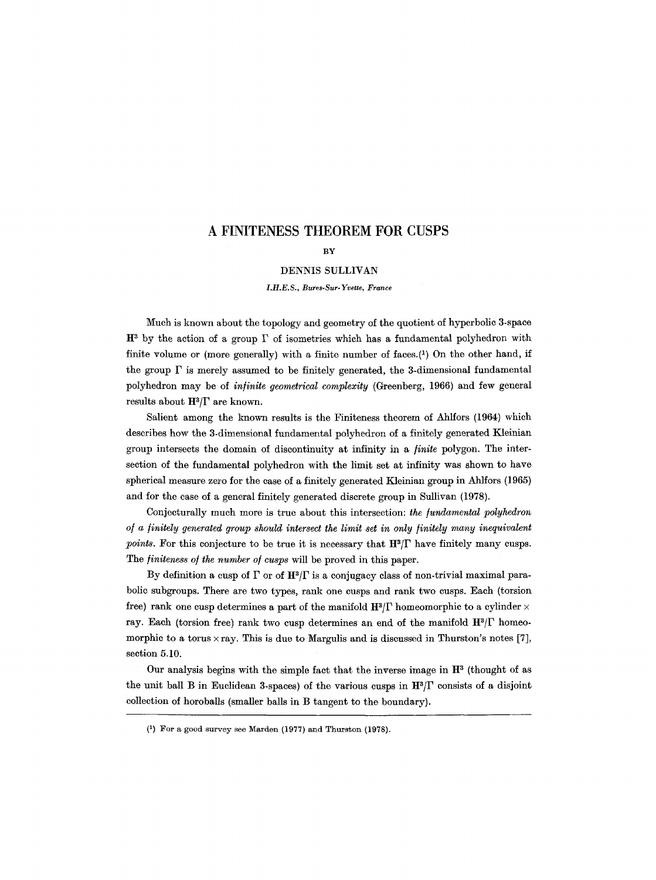# A FINITENESS THEOREM FOR CUSPS

BY

DENNIS SULLIVAN

*I.H.E.S., Bures-Sur-Yvette, France*

Much is known about the topology and geometry of the quotient of hyperbolic 3-space $\mathbf{H}^3$ by the action of a group $\Gamma$ of isometries which has a fundamental polyhedron with finite volume or (more generally) with a finite number of faces.[1] On the other hand, if the group $\Gamma$ is merely assumed to be finitely generated, the 3-dimensional fundamental polyhedron may be of *infinite geometrical complexity* (Greenberg, 1966) and few general results about $\mathbf{H}^3/\Gamma$ are known.

Salient among the known results is the Finiteness theorem of Ahlfors (1964) which describes how the 3-dimensional fundamental polyhedron of a finitely generated Kleinian group intersects the domain of discontinuity at infinity in a *finite* polygon. The intersection of the fundamental polyhedron with the limit set at infinity was shown to have spherical measure zero for the case of a finitely generated Kleinian group in Ahlfors (1965) and for the case of a general finitely generated discrete group in Sullivan (1978).

Conjecturally much more is true about this intersection: *the fundamental polyhedron of a finitely generated group should intersect the limit set in only finitely many inequivalent points*. For this conjecture to be true it is necessary that $\mathbf{H}^3/\Gamma$ have finitely many cusps. The *finiteness of the number of cusps* will be proved in this paper.

By definition a cusp of $\Gamma$ or of $\mathbf{H}^3/\Gamma$ is a conjugacy class of non-trivial maximal parabolic subgroups. There are two types, rank one cusps and rank two cusps. Each (torsion free) rank one cusp determines a part of the manifold $\mathbf{H}^3/\Gamma$ homeomorphic to a cylinder $\times$ ray. Each (torsion free) rank two cusp determines an end of the manifold $\mathbf{H}^3/\Gamma$ homeomorphic to a torus $\times$ ray. This is due to Margulis and is discussed in Thurston's notes [7], section 5.10.

Our analysis begins with the simple fact that the inverse image in $\mathbf{H}^3$ (thought of as the unit ball B in Euclidean 3-spaces) of the various cusps in $\mathbf{H}^3/\Gamma$ consists of a disjoint collection of horoballs (smaller balls in B tangent to the boundary).

[1] For a good survey see Marden (1977) and Thurston (1978).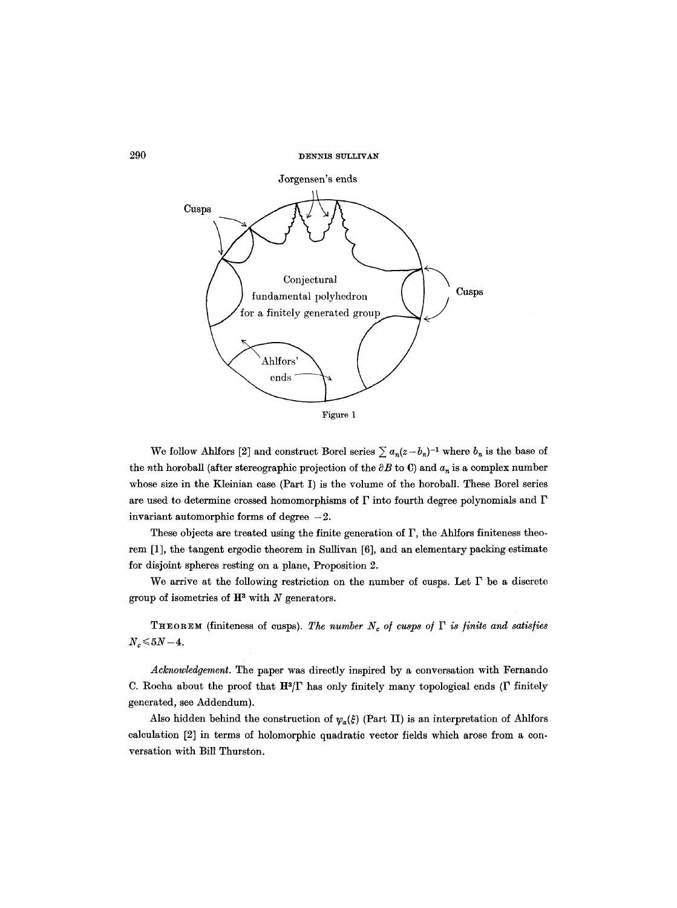Figure 1

We follow Ahlfors [2] and construct Borel series $\sum a_n(z-b_n)^{-1}$ where $b_n$ is the base of the $n$th horoball (after stereographic projection of the $\partial B$ to $\mathbf{C}$) and $a_n$ is a complex number whose size in the Kleinian case (Part I) is the volume of the horoball. These Borel series are used to determine crossed homomorphisms of $\Gamma$ into fourth degree polynomials and $\Gamma$ invariant automorphic forms of degree $-2$.

These objects are treated using the finite generation of $\Gamma$, the Ahlfors finiteness theorem [1], the tangent ergodic theorem in Sullivan [6], and an elementary packing estimate for disjoint spheres resting on a plane, Proposition 2.

We arrive at the following restriction on the number of cusps. Let $\Gamma$ be a discrete group of isometries of $\mathbf{H}^3$ with $N$ generators.

THEOREM (finiteness of cusps). *The number $N_c$ of cusps of $\Gamma$ is finite and satisfies $N_c \leqslant 5N-4$.*

*Acknowledgement.* The paper was directly inspired by a conversation with Fernando C. Rocha about the proof that $\mathbf{H}^3/\Gamma$ has only finitely many topological ends ($\Gamma$ finitely generated, see Addendum).

Also hidden behind the construction of $\psi_\alpha(\xi)$ (Part II) is an interpretation of Ahlfors calculation [2] in terms of holomorphic quadratic vector fields which arose from a conversation with Bill Thurston.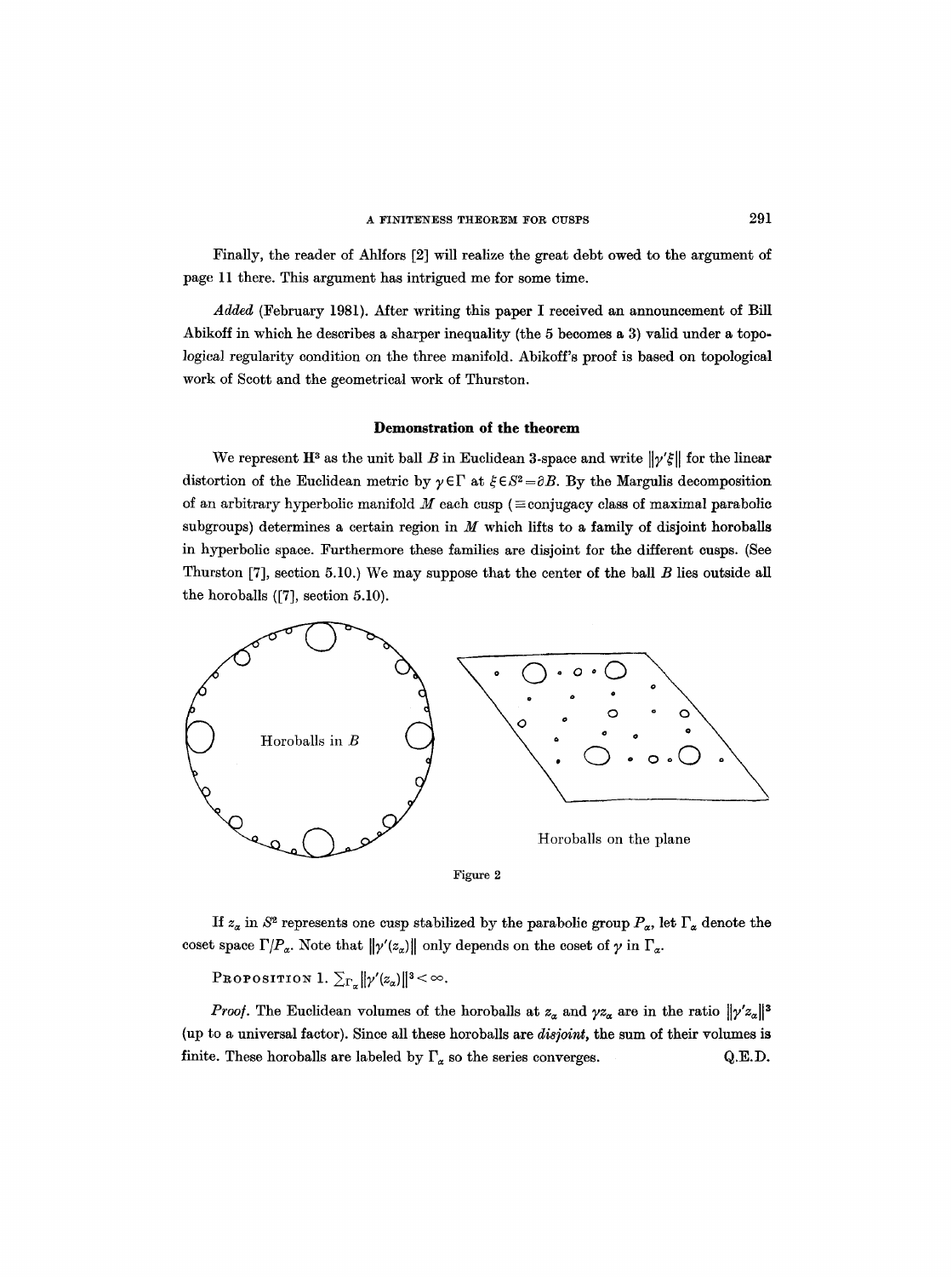Finally, the reader of Ahlfors [2] will realize the great debt owed to the argument of page 11 there. This argument has intrigued me for some time.

*Added* (February 1981). After writing this paper I received an announcement of Bill Abikoff in which he describes a sharper inequality (the 5 becomes a 3) valid under a topological regularity condition on the three manifold. Abikoff's proof is based on topological work of Scott and the geometrical work of Thurston.

## Demonstration of the theorem

We represent $\mathbf{H}^3$ as the unit ball $B$ in Euclidean 3-space and write $\|\gamma'\xi\|$ for the linear distortion of the Euclidean metric by $\gamma \in \Gamma$ at $\xi \in S^2 = \partial B$. By the Margulis decomposition of an arbitrary hyperbolic manifold $M$ each cusp ($\equiv$ conjugacy class of maximal parabolic subgroups) determines a certain region in $M$ which lifts to a family of disjoint horoballs in hyperbolic space. Furthermore these families are disjoint for the different cusps. (See Thurston [7], section 5.10.) We may suppose that the center of the ball $B$ lies outside all the horoballs ([7], section 5.10).

Horoballs in $B$

Horoballs on the plane

Figure 2

If $z_\alpha$ in $S^2$ represents one cusp stabilized by the parabolic group $P_\alpha$, let $\Gamma_\alpha$ denote the coset space $\Gamma/P_\alpha$. Note that $\|\gamma'(z_\alpha)\|$ only depends on the coset of $\gamma$ in $\Gamma_\alpha$.

PROPOSITION 1. $\sum_{\Gamma_\alpha} \|\gamma'(z_\alpha)\|^3 < \infty$.

*Proof.* The Euclidean volumes of the horoballs at $z_\alpha$ and $\gamma z_\alpha$ are in the ratio $\|\gamma' z_\alpha\|^3$ (up to a universal factor). Since all these horoballs are *disjoint*, the sum of their volumes is finite. These horoballs are labeled by $\Gamma_\alpha$ so the series converges. Q.E.D.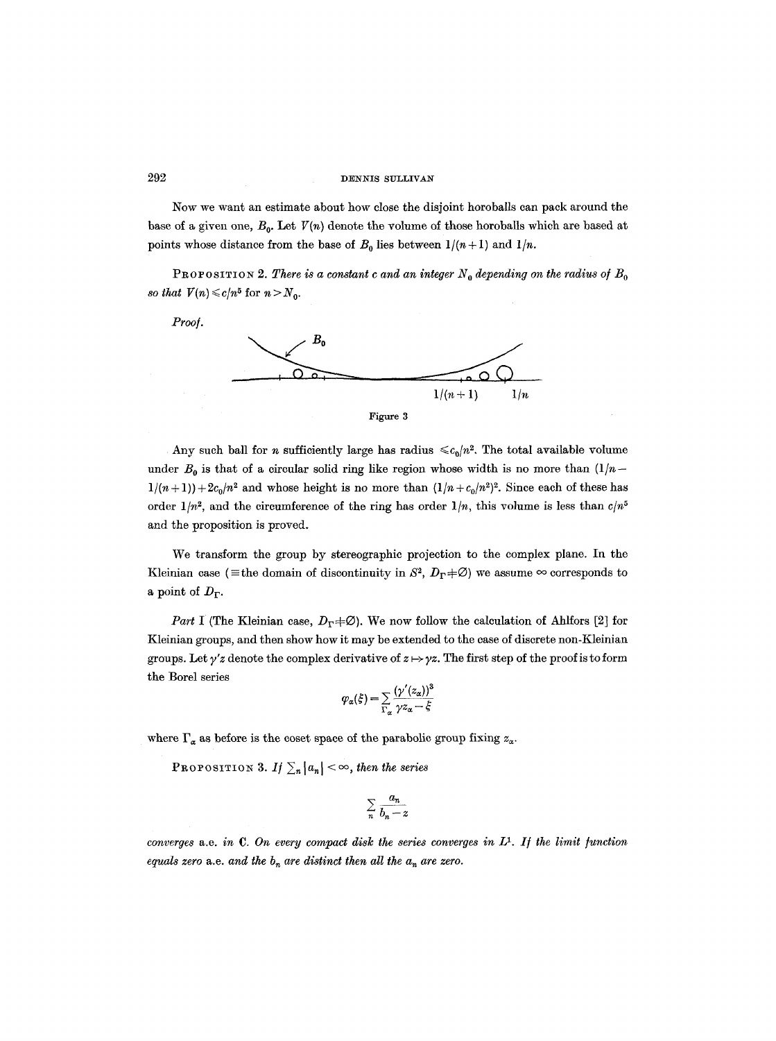Now we want an estimate about how close the disjoint horoballs can pack around the base of a given one, $B_0$. Let $V(n)$ denote the volume of those horoballs which are based at points whose distance from the base of $B_0$ lies between $1/(n+1)$ and $1/n$.

**Proposition 2.** *There is a constant $c$ and an integer $N_0$ depending on the radius of $B_0$ so that $V(n) \leqslant c/n^5$ for $n > N_0$.*

*Proof.*

Figure 3

Any such ball for $n$ sufficiently large has radius $\leqslant c_0/n^2$. The total available volume under $B_0$ is that of a circular solid ring like region whose width is no more than $(1/n - 1/(n+1)) + 2c_0/n^2$ and whose height is no more than $(1/n + c_0/n^2)^2$. Since each of these has order $1/n^2$, and the circumference of the ring has order $1/n$, this volume is less than $c/n^5$ and the proposition is proved.

We transform the group by stereographic projection to the complex plane. In the Kleinian case ($\equiv$ the domain of discontinuity in $S^2$, $D_\Gamma \neq \varnothing$) we assume $\infty$ corresponds to a point of $D_\Gamma$.

*Part I* (The Kleinian case, $D_\Gamma \neq \varnothing$). We now follow the calculation of Ahlfors [2] for Kleinian groups, and then show how it may be extended to the case of discrete non-Kleinian groups. Let $\gamma' z$ denote the complex derivative of $z \mapsto \gamma z$. The first step of the proof is to form the Borel series

$$\varphi_\alpha(\xi) = \sum_{\Gamma_\alpha} \frac{(\gamma'(z_\alpha))^3}{\gamma z_\alpha - \xi}$$

where $\Gamma_\alpha$ as before is the coset space of the parabolic group fixing $z_\alpha$.

**Proposition 3.** *If $\sum_n |a_n| < \infty$, then the series*

$$\sum_n \frac{a_n}{b_n - z}$$

*converges* a.e. *in $\mathbf{C}$. On every compact disk the series converges in $L^1$. If the limit function equals zero* a.e. *and the $b_n$ are distinct then all the $a_n$ are zero.*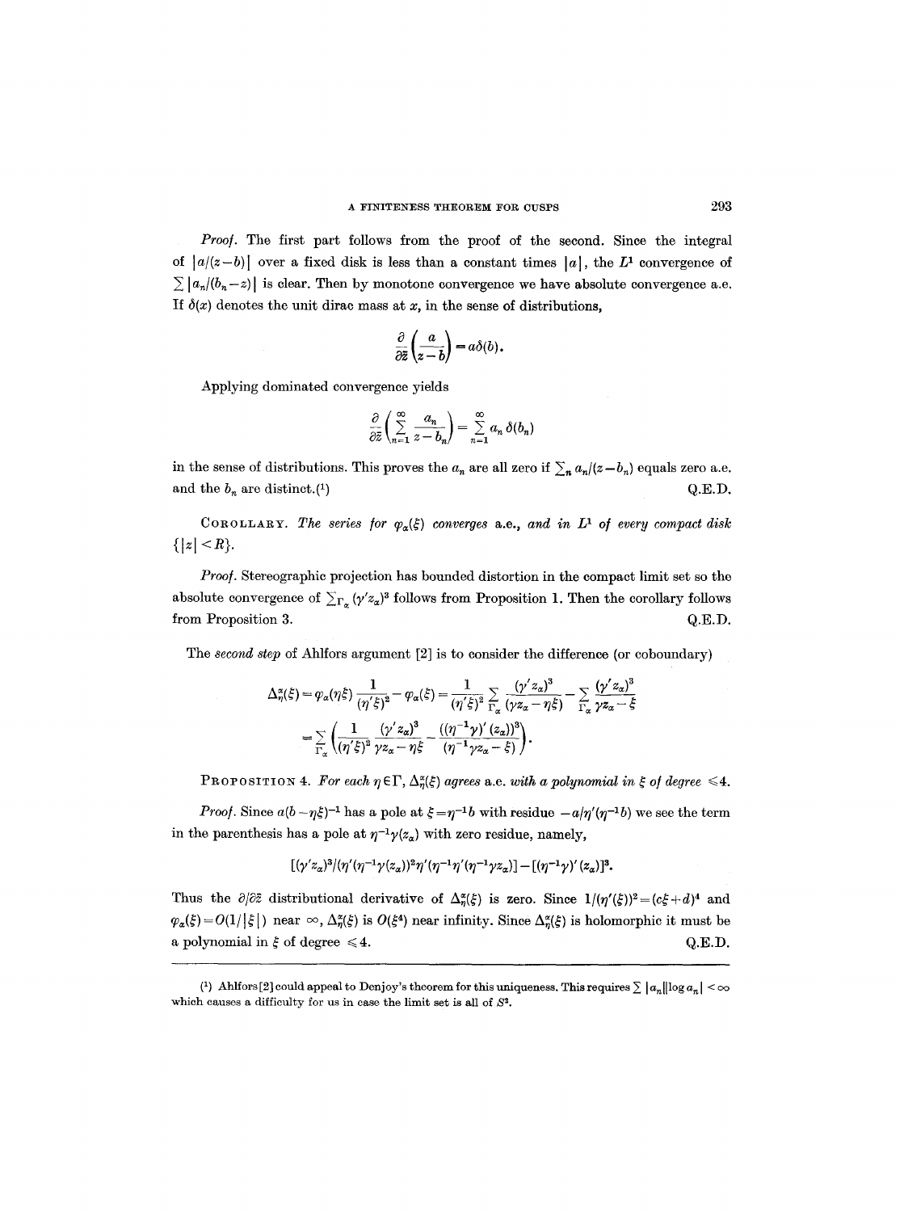*Proof.* The first part follows from the proof of the second. Since the integral of $|a/(z-b)|$ over a fixed disk is less than a constant times $|a|$, the $L^1$ convergence of $\sum |a_n/(b_n-z)|$ is clear. Then by monotone convergence we have absolute convergence a.e. If $\delta(x)$ denotes the unit dirac mass at $x$, in the sense of distributions,

$$\frac{\partial}{\partial \bar{z}}\left(\frac{a}{z-b}\right) = a\delta(b).$$

Applying dominated convergence yields

$$\frac{\partial}{\partial \bar{z}}\left(\sum_{n=1}^{\infty} \frac{a_n}{z-b_n}\right) = \sum_{n=1}^{\infty} a_n \,\delta(b_n)$$

in the sense of distributions. This proves the $a_n$ are all zero if $\sum_n a_n/(z-b_n)$ equals zero a.e. and the $b_n$ are distinct.(1) Q.E.D.

COROLLARY. *The series for $\varphi_\alpha(\xi)$ converges* a.e., *and in $L^1$ of every compact disk $\{|z|<R\}$.*

*Proof.* Stereographic projection has bounded distortion in the compact limit set so the absolute convergence of $\sum_{\Gamma_\alpha} (\gamma' z_\alpha)^3$ follows from Proposition 1. Then the corollary follows from Proposition 3. Q.E.D.

The *second step* of Ahlfors argument [2] is to consider the difference (or coboundary)

$$\begin{aligned}
\Delta_\eta^z(\xi) &= \varphi_\alpha(\eta\xi)\frac{1}{(\eta'\xi)^2} - \varphi_\alpha(\xi) = \frac{1}{(\eta'\xi)^2}\sum_{\Gamma_\alpha}\frac{(\gamma' z_\alpha)^3}{(\gamma z_\alpha - \eta\xi)} - \sum_{\Gamma_\alpha}\frac{(\gamma' z_\alpha)^3}{\gamma z_\alpha - \xi} \\
&= \sum_{\Gamma_\alpha}\left(\frac{1}{(\eta'\xi)^2}\frac{(\gamma' z_\alpha)^3}{\gamma z_\alpha - \eta\xi} - \frac{((\eta^{-1}\gamma)'(z_\alpha))^3}{(\eta^{-1}\gamma z_\alpha - \xi)}\right).
\end{aligned}$$

PROPOSITION 4. *For each $\eta \in \Gamma$, $\Delta_\eta^z(\xi)$ agrees* a.e. *with a polynomial in $\xi$ of degree $\leqslant 4$.*

*Proof.* Since $a(b-\eta\xi)^{-1}$ has a pole at $\xi = \eta^{-1}b$ with residue $-a/\eta'(\eta^{-1}b)$ we see the term in the parenthesis has a pole at $\eta^{-1}\gamma(z_\alpha)$ with zero residue, namely,

$$[(\gamma' z_\alpha)^3/(\eta'(\eta^{-1}\gamma(z_\alpha))^2\eta'(\eta^{-1}\eta'(\eta^{-1}\gamma z_\alpha)] - [(\eta^{-1}\gamma)'(z_\alpha)]^3.$$

Thus the $\partial/\partial\bar{z}$ distributional derivative of $\Delta_\eta^z(\xi)$ is zero. Since $1/(\eta'(\xi))^2 = (c\xi+d)^4$ and $\varphi_\alpha(\xi) = O(1/|\xi|)$ near $\infty$, $\Delta_\eta^z(\xi)$ is $O(\xi^4)$ near infinity. Since $\Delta_\eta^z(\xi)$ is holomorphic it must be a polynomial in $\xi$ of degree $\leqslant 4$. Q.E.D.

---

(1) Ahlfors [2] could appeal to Denjoy's theorem for this uniqueness. This requires $\sum |a_n| |\log a_n| < \infty$ which causes a difficulty for us in case the limit set is all of $S^2$.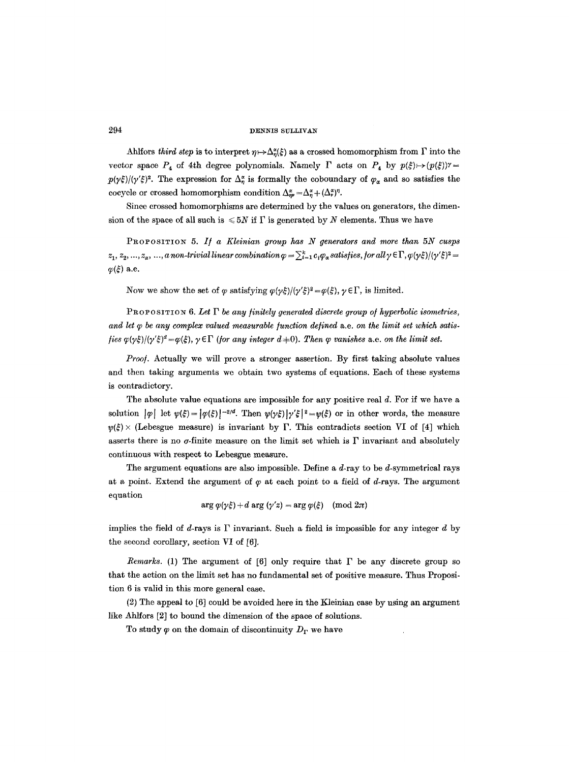Ahlfors *third step* is to interpret $\eta \mapsto \Delta_\eta^\alpha(\xi)$ as a crossed homomorphism from $\Gamma$ into the vector space $P_4$ of 4th degree polynomials. Namely $\Gamma$ acts on $P_4$ by $p(\xi) \mapsto (p(\xi))^\gamma = p(\gamma\xi)/(\gamma'\xi)^2$. The expression for $\Delta_\eta^\alpha$ is formally the coboundary of $\varphi_\alpha$ and so satisfies the cocycle or crossed homomorphism condition $\Delta_{\eta\nu}^\alpha = \Delta_\eta^\alpha + (\Delta_\nu^\alpha)^\eta$.

Since crossed homomorphisms are determined by the values on generators, the dimension of the space of all such is $\leqslant 5N$ if $\Gamma$ is generated by $N$ elements. Thus we have

PROPOSITION 5. *If a Kleinian group has $N$ generators and more than $5N$ cusps $z_1, z_2, ..., z_\alpha, ...,$ a non-trivial linear combination $\varphi = \sum_{i=1}^k c_i \varphi_\alpha$ satisfies, for all $\gamma \in \Gamma$, $\varphi(\gamma\xi)/(\gamma'\xi)^2 = \varphi(\xi)$* a.e.

Now we show the set of $\varphi$ satisfying $\varphi(\gamma\xi)/(\gamma'\xi)^2 = \varphi(\xi)$, $\gamma \in \Gamma$, is limited.

PROPOSITION 6. *Let $\Gamma$ be any finitely generated discrete group of hyperbolic isometries, and let $\varphi$ be any complex valued measurable function defined* a.e. *on the limit set which satisfies $\varphi(\gamma\xi)/(\gamma'\xi)^d = \varphi(\xi)$, $\gamma \in \Gamma$ (for any integer $d \neq 0$). Then $\varphi$ vanishes* a.e. *on the limit set.*

*Proof.* Actually we will prove a stronger assertion. By first taking absolute values and then taking arguments we obtain two systems of equations. Each of these systems is contradictory.

The absolute value equations are impossible for any positive real $d$. For if we have a solution $|\varphi|$ let $\psi(\xi) = |\varphi(\xi)|^{-2/d}$. Then $\psi(\gamma\xi)|\gamma'\xi|^2 = \psi(\xi)$ or in other words, the measure $\psi(\xi) \times$ (Lebesgue measure) is invariant by $\Gamma$. This contradicts section VI of [4] which asserts there is no $\sigma$-finite measure on the limit set which is $\Gamma$ invariant and absolutely continuous with respect to Lebesgue measure.

The argument equations are also impossible. Define a $d$-ray to be $d$-symmetrical rays at a point. Extend the argument of $\varphi$ at each point to a field of $d$-rays. The argument equation

$$\arg \varphi(\gamma\xi) + d \arg (\gamma' z) = \arg \varphi(\xi) \pmod{2\pi}$$

implies the field of $d$-rays is $\Gamma$ invariant. Such a field is impossible for any integer $d$ by the second corollary, section VI of [6].

*Remarks.* (1) The argument of [6] only require that $\Gamma$ be any discrete group so that the action on the limit set has no fundamental set of positive measure. Thus Proposition 6 is valid in this more general case.

(2) The appeal to [6] could be avoided here in the Kleinian case by using an argument like Ahlfors [2] to bound the dimension of the space of solutions.

To study $\varphi$ on the domain of discontinuity $D_\Gamma$ we have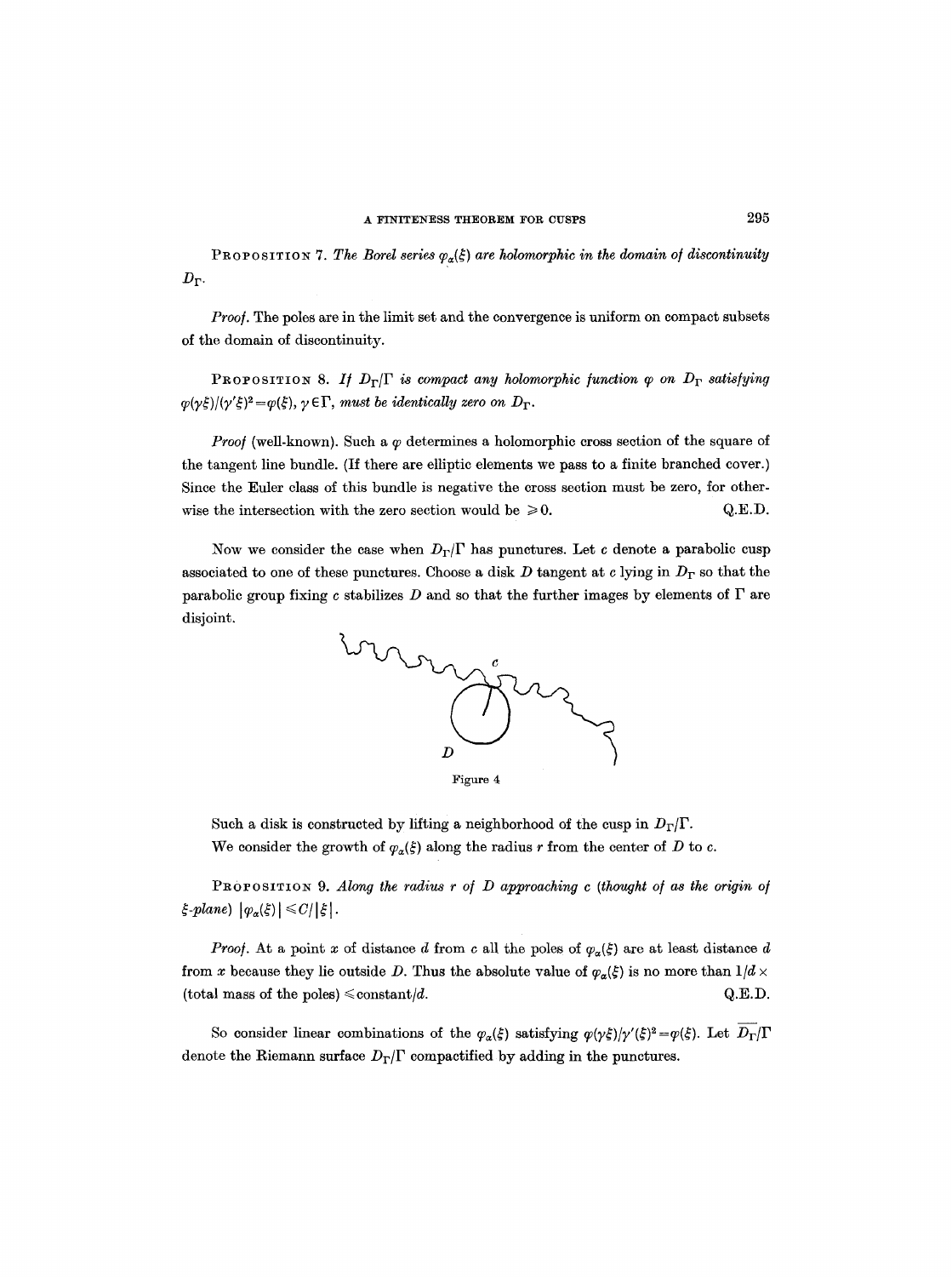Proposition 7. *The Borel series $\varphi_\alpha(\xi)$ are holomorphic in the domain of discontinuity $D_\Gamma$.*

*Proof.* The poles are in the limit set and the convergence is uniform on compact subsets of the domain of discontinuity.

Proposition 8. *If $D_\Gamma/\Gamma$ is compact any holomorphic function $\varphi$ on $D_\Gamma$ satisfying $\varphi(\gamma\xi)/(\gamma'\xi)^2 = \varphi(\xi)$, $\gamma \in \Gamma$, must be identically zero on $D_\Gamma$.*

*Proof* (well-known). Such a $\varphi$ determines a holomorphic cross section of the square of the tangent line bundle. (If there are elliptic elements we pass to a finite branched cover.) Since the Euler class of this bundle is negative the cross section must be zero, for otherwise the intersection with the zero section would be $\geq 0$. Q.E.D.

Now we consider the case when $D_\Gamma/\Gamma$ has punctures. Let $c$ denote a parabolic cusp associated to one of these punctures. Choose a disk $D$ tangent at $c$ lying in $D_\Gamma$ so that the parabolic group fixing $c$ stabilizes $D$ and so that the further images by elements of $\Gamma$ are disjoint.

Figure 4

Such a disk is constructed by lifting a neighborhood of the cusp in $D_\Gamma/\Gamma$.

We consider the growth of $\varphi_\alpha(\xi)$ along the radius $r$ from the center of $D$ to $c$.

Proposition 9. *Along the radius $r$ of $D$ approaching $c$ (thought of as the origin of $\xi$-plane) $|\varphi_\alpha(\xi)| \leq C/|\xi|$.*

*Proof.* At a point $x$ of distance $d$ from $c$ all the poles of $\varphi_\alpha(\xi)$ are at least distance $d$ from $x$ because they lie outside $D$. Thus the absolute value of $\varphi_\alpha(\xi)$ is no more than $1/d \times$ (total mass of the poles) $\leq$ constant$/d$. Q.E.D.

So consider linear combinations of the $\varphi_\alpha(\xi)$ satisfying $\varphi(\gamma\xi)/\gamma'(\xi)^2 = \varphi(\xi)$. Let $\overline{D_\Gamma}/\Gamma$ denote the Riemann surface $D_\Gamma/\Gamma$ compactified by adding in the punctures.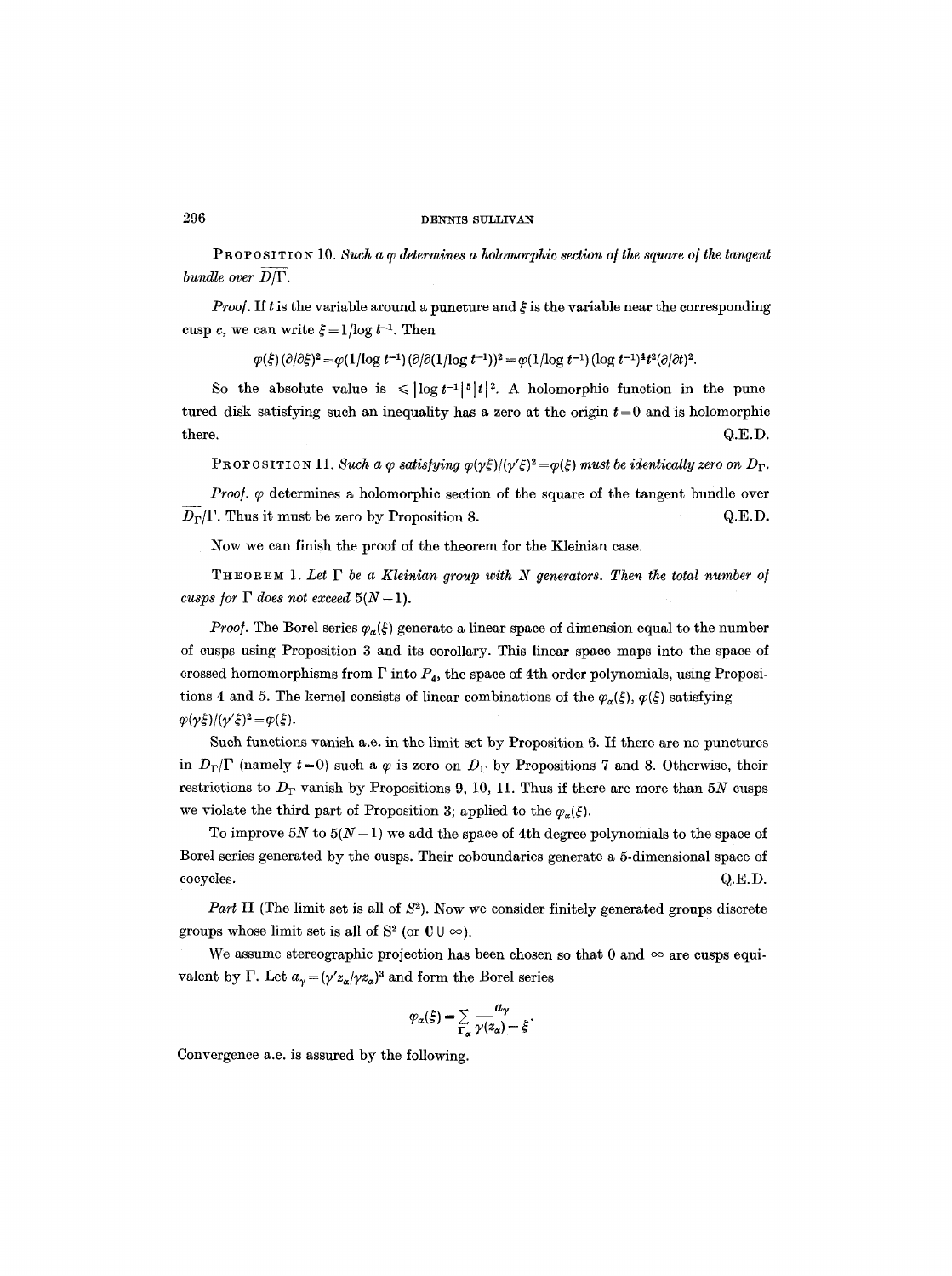**Proposition 10.** *Such a $\varphi$ determines a holomorphic section of the square of the tangent bundle over $\overline{D/\Gamma}$.*

*Proof.* If $t$ is the variable around a puncture and $\xi$ is the variable near the corresponding cusp $c$, we can write $\xi = 1/\log t^{-1}$. Then

$$\varphi(\xi)(\partial/\partial\xi)^2 = \varphi(1/\log t^{-1})(\partial/\partial(1/\log t^{-1}))^2 = \varphi(1/\log t^{-1})(\log t^{-1})^4 t^2 (\partial/\partial t)^2.$$

So the absolute value is $\leqslant |\log t^{-1}|^5 |t|^2$. A holomorphic function in the punctured disk satisfying such an inequality has a zero at the origin $t=0$ and is holomorphic there. Q.E.D.

**Proposition 11.** *Such a $\varphi$ satisfying $\varphi(\gamma\xi)/(\gamma'\xi)^2 = \varphi(\xi)$ must be identically zero on $D_\Gamma$.*

*Proof.* $\varphi$ determines a holomorphic section of the square of the tangent bundle over $\overline{D_\Gamma/\Gamma}$. Thus it must be zero by Proposition 8. Q.E.D.

Now we can finish the proof of the theorem for the Kleinian case.

**Theorem 1.** *Let $\Gamma$ be a Kleinian group with $N$ generators. Then the total number of cusps for $\Gamma$ does not exceed $5(N-1)$.*

*Proof.* The Borel series $\varphi_\alpha(\xi)$ generate a linear space of dimension equal to the number of cusps using Proposition 3 and its corollary. This linear space maps into the space of crossed homomorphisms from $\Gamma$ into $P_4$, the space of 4th order polynomials, using Propositions 4 and 5. The kernel consists of linear combinations of the $\varphi_\alpha(\xi)$, $\varphi(\xi)$ satisfying $\varphi(\gamma\xi)/(\gamma'\xi)^2 = \varphi(\xi)$.

Such functions vanish a.e. in the limit set by Proposition 6. If there are no punctures in $D_\Gamma/\Gamma$ (namely $t=0$) such a $\varphi$ is zero on $D_\Gamma$ by Propositions 7 and 8. Otherwise, their restrictions to $D_\Gamma$ vanish by Propositions 9, 10, 11. Thus if there are more than $5N$ cusps we violate the third part of Proposition 3; applied to the $\varphi_\alpha(\xi)$.

To improve $5N$ to $5(N-1)$ we add the space of 4th degree polynomials to the space of Borel series generated by the cusps. Their coboundaries generate a 5-dimensional space of cocycles. Q.E.D.

*Part* II (The limit set is all of $S^2$). Now we consider finitely generated groups discrete groups whose limit set is all of $S^2$ (or $\mathbf{C} \cup \infty$).

We assume stereographic projection has been chosen so that 0 and $\infty$ are cusps equivalent by $\Gamma$. Let $a_\gamma = (\gamma' z_\alpha / \gamma z_\alpha)^3$ and form the Borel series

$$\varphi_\alpha(\xi) = \sum_{\Gamma_\alpha} \frac{a_\gamma}{\gamma(z_\alpha) - \xi}.$$

Convergence a.e. is assured by the following.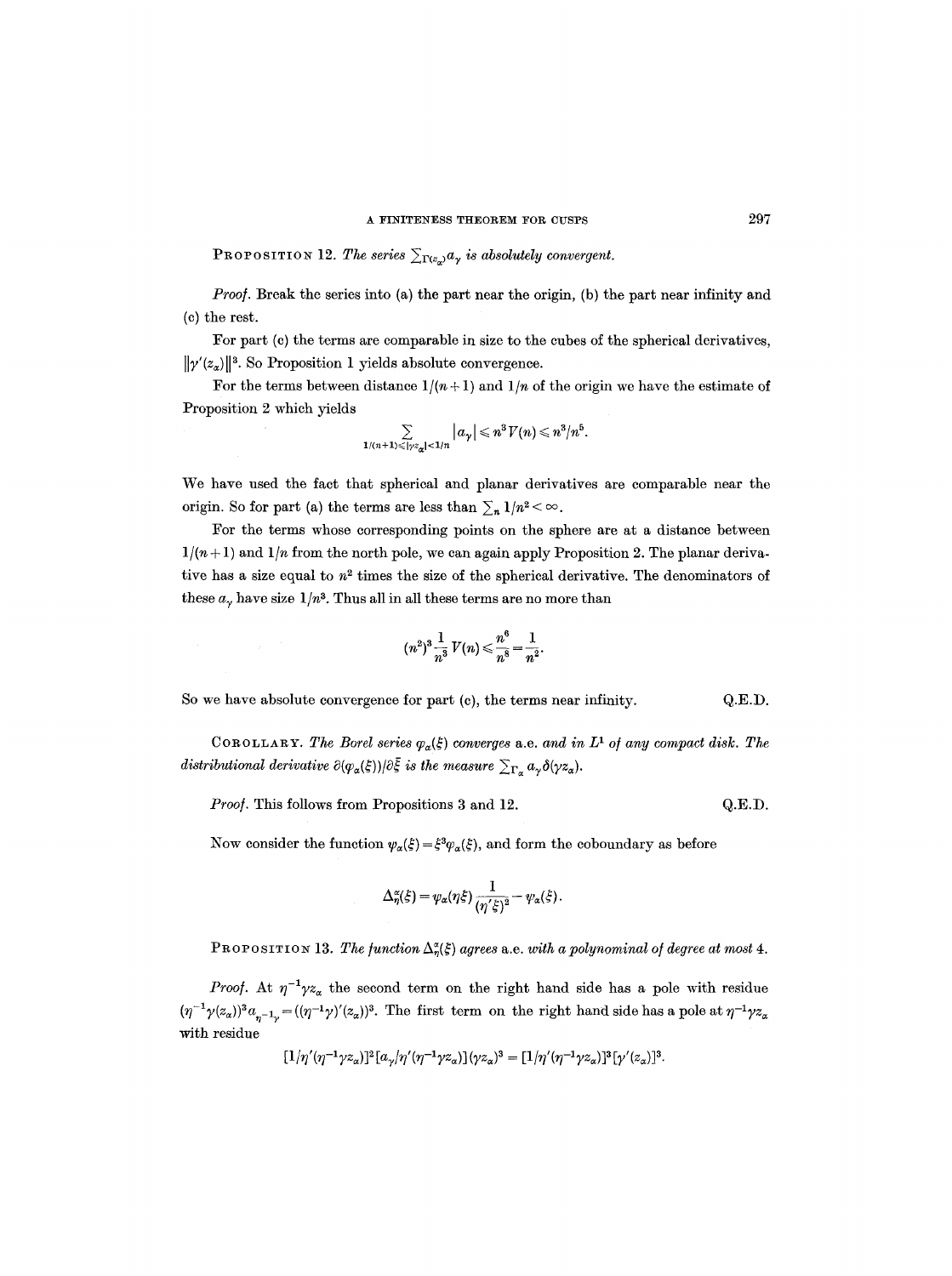**Proposition 12.** *The series* $\sum_{\Gamma(z_\alpha)} a_\gamma$ *is absolutely convergent.*

*Proof.* Break the series into (a) the part near the origin, (b) the part near infinity and (c) the rest.

For part (c) the terms are comparable in size to the cubes of the spherical derivatives, $\|\gamma'(z_\alpha)\|^3$. So Proposition 1 yields absolute convergence.

For the terms between distance $1/(n+1)$ and $1/n$ of the origin we have the estimate of Proposition 2 which yields

$$\sum_{1/(n+1)\leqslant|\gamma z_\alpha|<1/n} |a_\gamma| \leqslant n^3 V(n) \leqslant n^3/n^5.$$

We have used the fact that spherical and planar derivatives are comparable near the origin. So for part (a) the terms are less than $\sum_n 1/n^2 < \infty$.

For the terms whose corresponding points on the sphere are at a distance between $1/(n+1)$ and $1/n$ from the north pole, we can again apply Proposition 2. The planar derivative has a size equal to $n^2$ times the size of the spherical derivative. The denominators of these $a_\gamma$ have size $1/n^3$. Thus all in all these terms are no more than

$$(n^2)^3 \frac{1}{n^3} V(n) \leqslant \frac{n^6}{n^8} = \frac{1}{n^2}.$$

So we have absolute convergence for part (c), the terms near infinity. Q.E.D.

**Corollary.** *The Borel series* $\varphi_\alpha(\xi)$ *converges a.e. and in* $L^1$ *of any compact disk. The distributional derivative* $\partial(\varphi_\alpha(\xi))/\partial\bar{\xi}$ *is the measure* $\sum_{\Gamma_\alpha} a_\gamma \delta(\gamma z_\alpha)$.

*Proof.* This follows from Propositions 3 and 12. Q.E.D.

Now consider the function $\psi_\alpha(\xi) = \xi^3 \varphi_\alpha(\xi)$, and form the coboundary as before

$$\Delta_\eta^\alpha(\xi) = \psi_\alpha(\eta\xi)\frac{1}{(\eta'\xi)^2} - \psi_\alpha(\xi).$$

**Proposition 13.** *The function* $\Delta_\eta^\alpha(\xi)$ *agrees a.e. with a polynominal of degree at most 4.*

*Proof.* At $\eta^{-1}\gamma z_\alpha$ the second term on the right hand side has a pole with residue $(\eta^{-1}\gamma(z_\alpha))^3 a_{\eta^{-1}\gamma} = ((\eta^{-1}\gamma)'(z_\alpha))^3$. The first term on the right hand side has a pole at $\eta^{-1}\gamma z_\alpha$ with residue

$$[1/\eta'(\eta^{-1}\gamma z_\alpha)]^2[a_\gamma/\eta'(\eta^{-1}\gamma z_\alpha)](\gamma z_\alpha)^3 = [1/\eta'(\eta^{-1}\gamma z_\alpha)]^3[\gamma'(z_\alpha)]^3.$$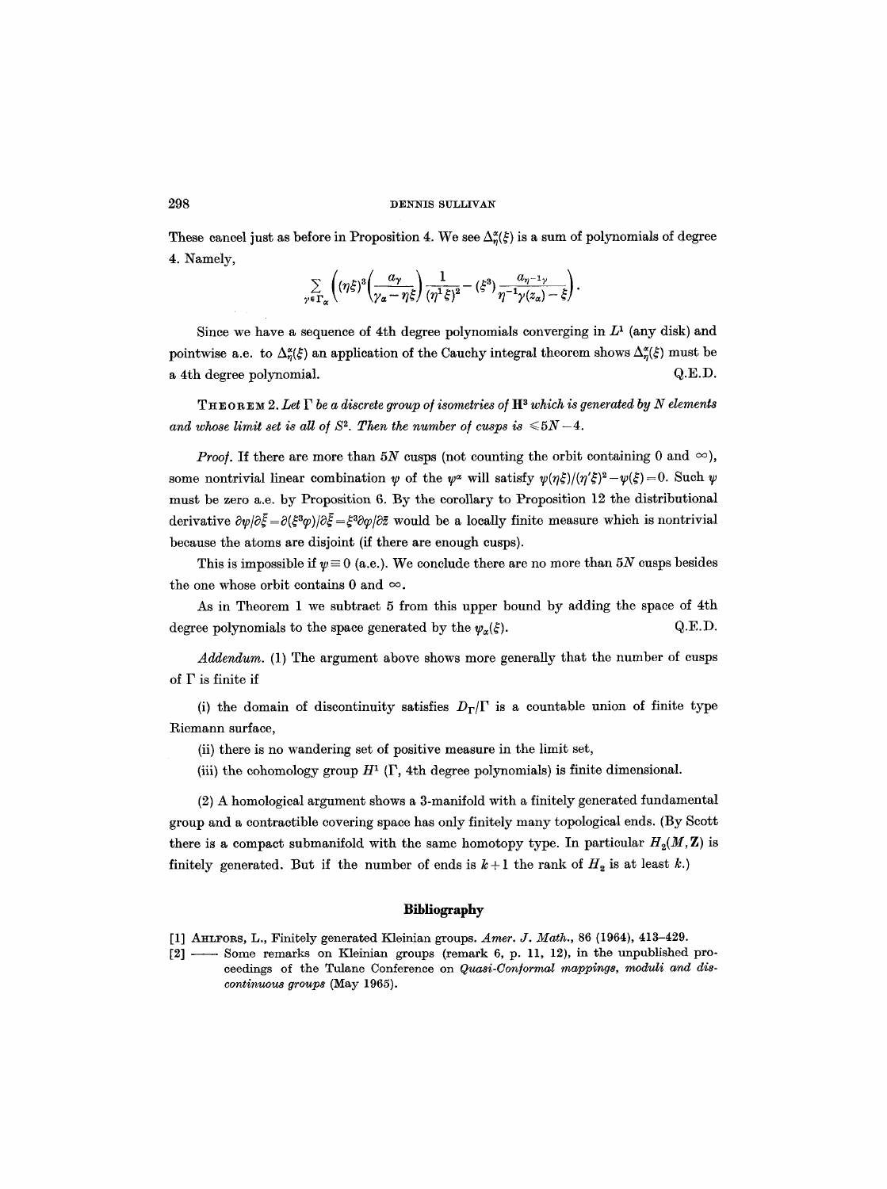These cancel just as before in Proposition 4. We see $\Delta_\eta^\alpha(\xi)$ is a sum of polynomials of degree 4. Namely,

$$\sum_{\gamma \in \Gamma_\alpha} \left( (\eta \xi)^3 \left( \frac{a_\gamma}{\gamma_\alpha - \eta \xi} \right) \frac{1}{(\eta^1 \xi)^2} - (\xi^3) \frac{a_{\eta^{-1}\gamma}}{\eta^{-1}\gamma(z_\alpha) - \xi} \right).$$

Since we have a sequence of 4th degree polynomials converging in $L^1$ (any disk) and pointwise a.e. to $\Delta_\eta^\alpha(\xi)$ an application of the Cauchy integral theorem shows $\Delta_\eta^\alpha(\xi)$ must be a 4th degree polynomial. Q.E.D.

THEOREM 2. *Let $\Gamma$ be a discrete group of isometries of $\mathbf{H}^3$ which is generated by $N$ elements and whose limit set is all of $S^2$. Then the number of cusps is $\leqslant 5N-4$.*

*Proof.* If there are more than $5N$ cusps (not counting the orbit containing 0 and $\infty$), some nontrivial linear combination $\psi$ of the $\psi^\alpha$ will satisfy $\psi(\eta\xi)/(\eta'\xi)^2 - \psi(\xi) = 0$. Such $\psi$ must be zero a.e. by Proposition 6. By the corollary to Proposition 12 the distributional derivative $\partial\psi/\partial\bar{\xi} = \partial(\xi^3\varphi)/\partial\bar{\xi} = \xi^3 \partial\varphi/\partial\bar{z}$ would be a locally finite measure which is nontrivial because the atoms are disjoint (if there are enough cusps).

This is impossible if $\psi \equiv 0$ (a.e.). We conclude there are no more than $5N$ cusps besides the one whose orbit contains 0 and $\infty$.

As in Theorem 1 we subtract 5 from this upper bound by adding the space of 4th degree polynomials to the space generated by the $\psi_\alpha(\xi)$. Q.E.D.

*Addendum.* (1) The argument above shows more generally that the number of cusps of $\Gamma$ is finite if

(i) the domain of discontinuity satisfies $D_\Gamma/\Gamma$ is a countable union of finite type Riemann surface,

(ii) there is no wandering set of positive measure in the limit set,

(iii) the cohomology group $H^1$ ($\Gamma$, 4th degree polynomials) is finite dimensional.

(2) A homological argument shows a 3-manifold with a finitely generated fundamental group and a contractible covering space has only finitely many topological ends. (By Scott there is a compact submanifold with the same homotopy type. In particular $H_2(M, \mathbf{Z})$ is finitely generated. But if the number of ends is $k+1$ the rank of $H_2$ is at least $k$.)

## Bibliography

[1] AHLFORS, L., Finitely generated Kleinian groups. *Amer. J. Math.*, 86 (1964), 413–429.

[2] —— Some remarks on Kleinian groups (remark 6, p. 11, 12), in the unpublished proceedings of the Tulane Conference on *Quasi-Conformal mappings, moduli and discontinuous groups* (May 1965).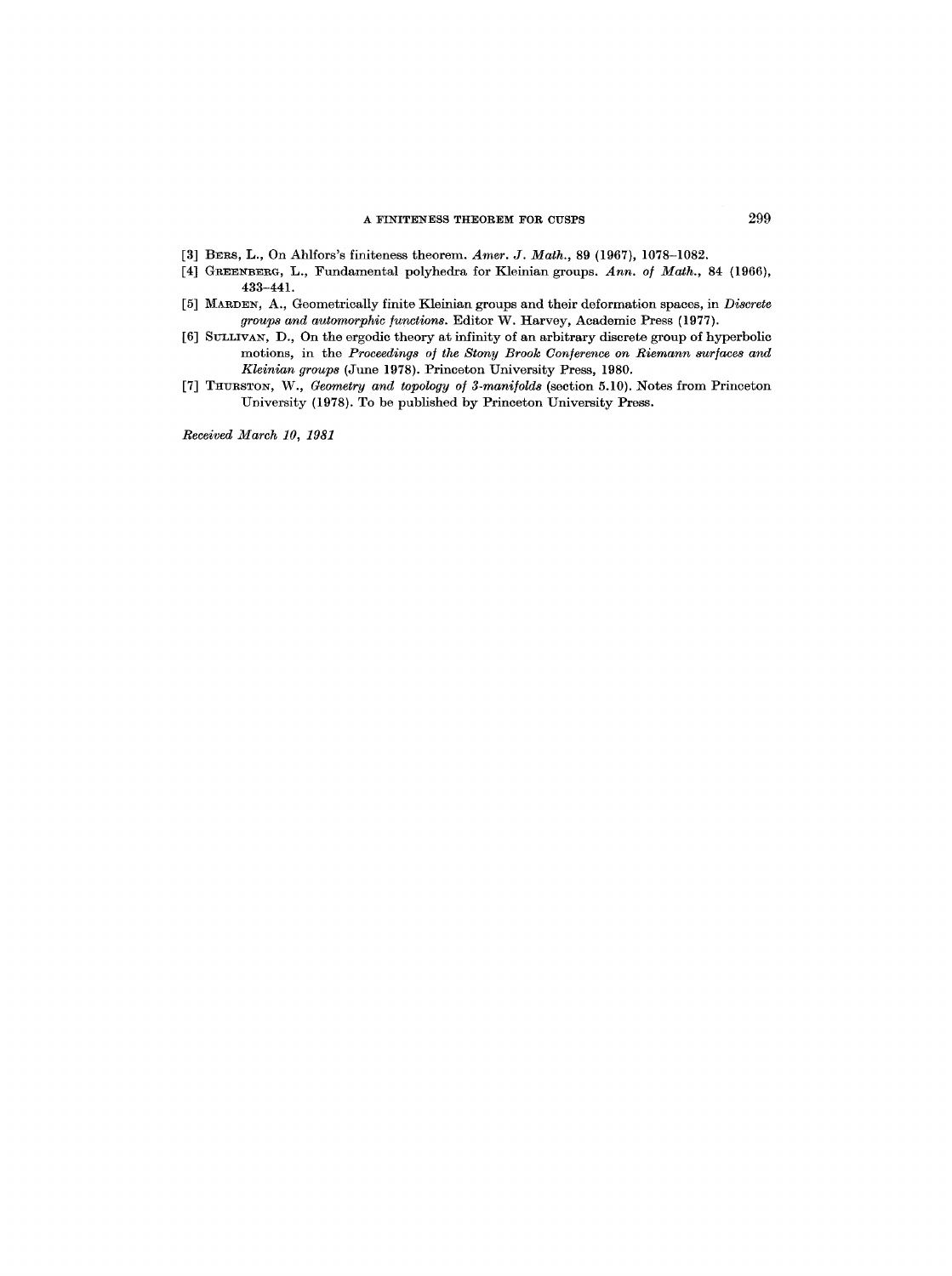[3] Bers, L., On Ahlfors's finiteness theorem. *Amer. J. Math.*, 89 (1967), 1078–1082.

[4] Greenberg, L., Fundamental polyhedra for Kleinian groups. *Ann. of Math.*, 84 (1966), 433–441.

[5] Marden, A., Geometrically finite Kleinian groups and their deformation spaces, in *Discrete groups and automorphic functions*. Editor W. Harvey, Academic Press (1977).

[6] Sullivan, D., On the ergodic theory at infinity of an arbitrary discrete group of hyperbolic motions, in the *Proceedings of the Stony Brook Conference on Riemann surfaces and Kleinian groups* (June 1978). Princeton University Press, 1980.

[7] Thurston, W., *Geometry and topology of 3-manifolds* (section 5.10). Notes from Princeton University (1978). To be published by Princeton University Press.

*Received March 10, 1981*